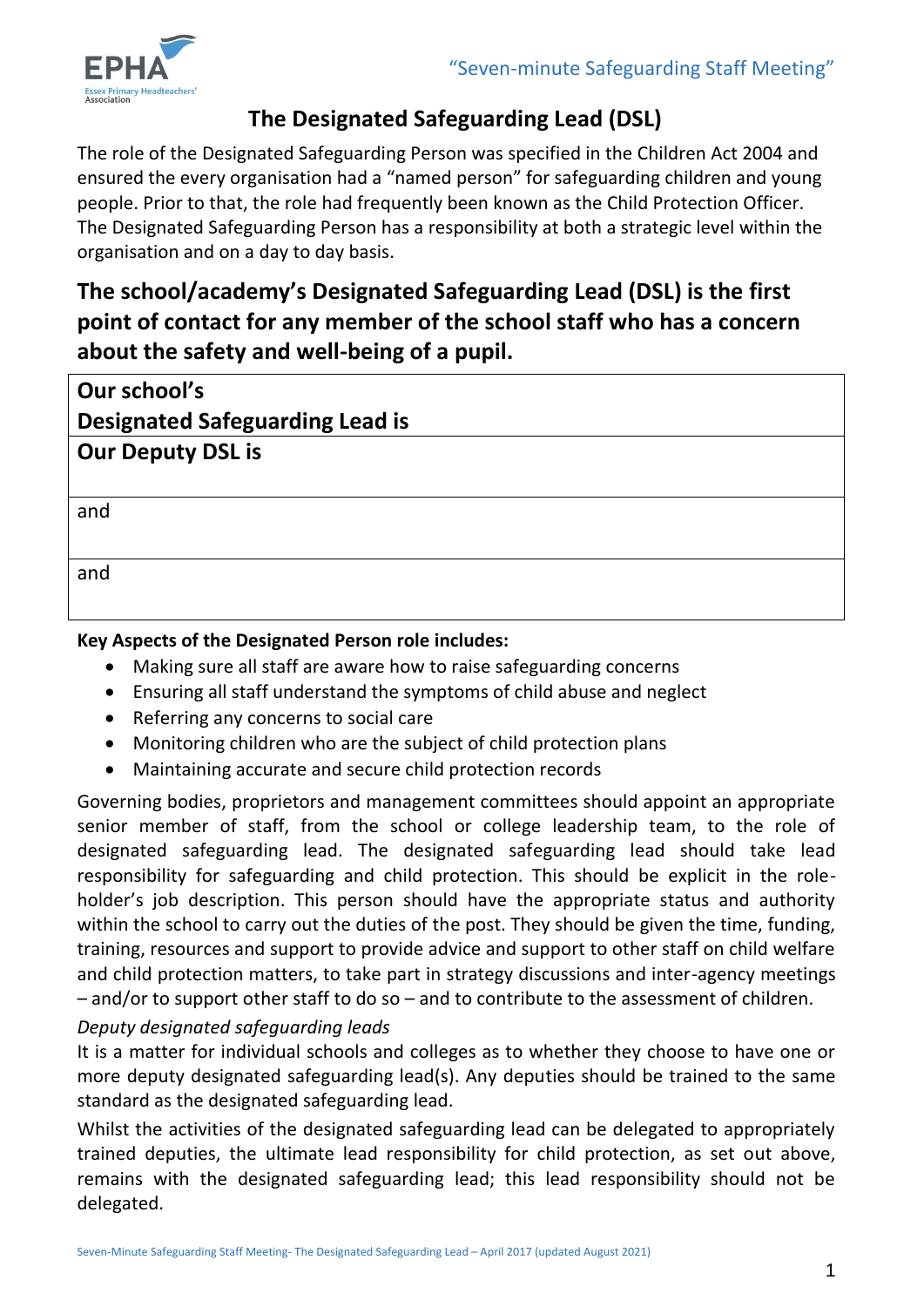“Seven-minute Safeguarding Staff Meeting”

# The Designated Safeguarding Lead (DSL)

The role of the Designated Safeguarding Person was specified in the Children Act 2004 and ensured the every organisation had a “named person” for safeguarding children and young people. Prior to that, the role had frequently been known as the Child Protection Officer. The Designated Safeguarding Person has a responsibility at both a strategic level within the organisation and on a day to day basis.

## The school/academy’s Designated Safeguarding Lead (DSL) is the first point of contact for any member of the school staff who has a concern about the safety and well-being of a pupil.

| **Our school’s Designated Safeguarding Lead is** |
|---|
| **Our Deputy DSL is** |
| and |
| and |

**Key Aspects of the Designated Person role includes:**

- Making sure all staff are aware how to raise safeguarding concerns
- Ensuring all staff understand the symptoms of child abuse and neglect
- Referring any concerns to social care
- Monitoring children who are the subject of child protection plans
- Maintaining accurate and secure child protection records

Governing bodies, proprietors and management committees should appoint an appropriate senior member of staff, from the school or college leadership team, to the role of designated safeguarding lead. The designated safeguarding lead should take lead responsibility for safeguarding and child protection. This should be explicit in the role-holder’s job description. This person should have the appropriate status and authority within the school to carry out the duties of the post. They should be given the time, funding, training, resources and support to provide advice and support to other staff on child welfare and child protection matters, to take part in strategy discussions and inter-agency meetings – and/or to support other staff to do so – and to contribute to the assessment of children.

*Deputy designated safeguarding leads*

It is a matter for individual schools and colleges as to whether they choose to have one or more deputy designated safeguarding lead(s). Any deputies should be trained to the same standard as the designated safeguarding lead.

Whilst the activities of the designated safeguarding lead can be delegated to appropriately trained deputies, the ultimate lead responsibility for child protection, as set out above, remains with the designated safeguarding lead; this lead responsibility should not be delegated.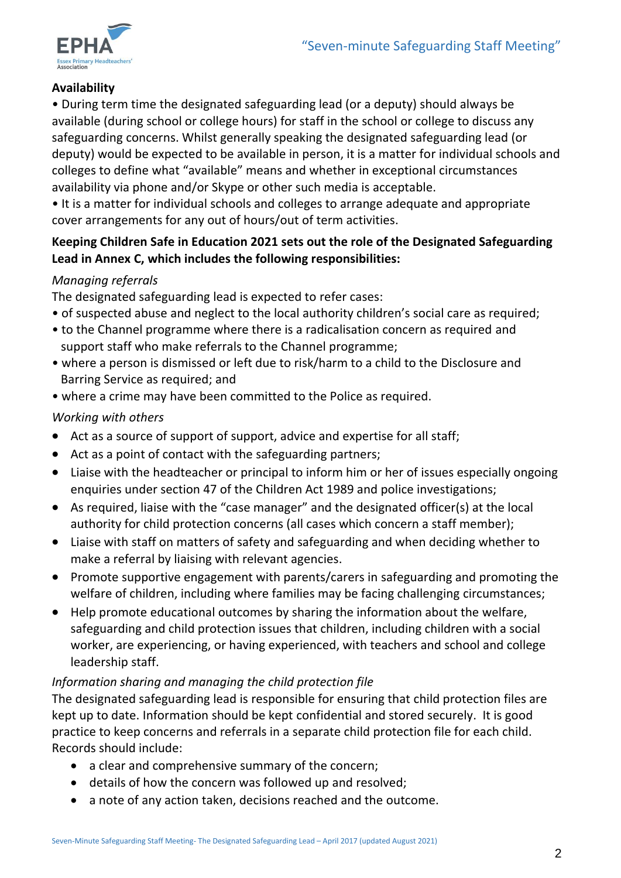**Availability**

• During term time the designated safeguarding lead (or a deputy) should always be available (during school or college hours) for staff in the school or college to discuss any safeguarding concerns. Whilst generally speaking the designated safeguarding lead (or deputy) would be expected to be available in person, it is a matter for individual schools and colleges to define what "available" means and whether in exceptional circumstances availability via phone and/or Skype or other such media is acceptable.

• It is a matter for individual schools and colleges to arrange adequate and appropriate cover arrangements for any out of hours/out of term activities.

**Keeping Children Safe in Education 2021 sets out the role of the Designated Safeguarding Lead in Annex C, which includes the following responsibilities:**

*Managing referrals*

The designated safeguarding lead is expected to refer cases:

- of suspected abuse and neglect to the local authority children's social care as required;
- to the Channel programme where there is a radicalisation concern as required and support staff who make referrals to the Channel programme;
- where a person is dismissed or left due to risk/harm to a child to the Disclosure and Barring Service as required; and
- where a crime may have been committed to the Police as required.

*Working with others*

- Act as a source of support of support, advice and expertise for all staff;
- Act as a point of contact with the safeguarding partners;
- Liaise with the headteacher or principal to inform him or her of issues especially ongoing enquiries under section 47 of the Children Act 1989 and police investigations;
- As required, liaise with the "case manager" and the designated officer(s) at the local authority for child protection concerns (all cases which concern a staff member);
- Liaise with staff on matters of safety and safeguarding and when deciding whether to make a referral by liaising with relevant agencies.
- Promote supportive engagement with parents/carers in safeguarding and promoting the welfare of children, including where families may be facing challenging circumstances;
- Help promote educational outcomes by sharing the information about the welfare, safeguarding and child protection issues that children, including children with a social worker, are experiencing, or having experienced, with teachers and school and college leadership staff.

*Information sharing and managing the child protection file*

The designated safeguarding lead is responsible for ensuring that child protection files are kept up to date. Information should be kept confidential and stored securely. It is good practice to keep concerns and referrals in a separate child protection file for each child. Records should include:

- a clear and comprehensive summary of the concern;
- details of how the concern was followed up and resolved;
- a note of any action taken, decisions reached and the outcome.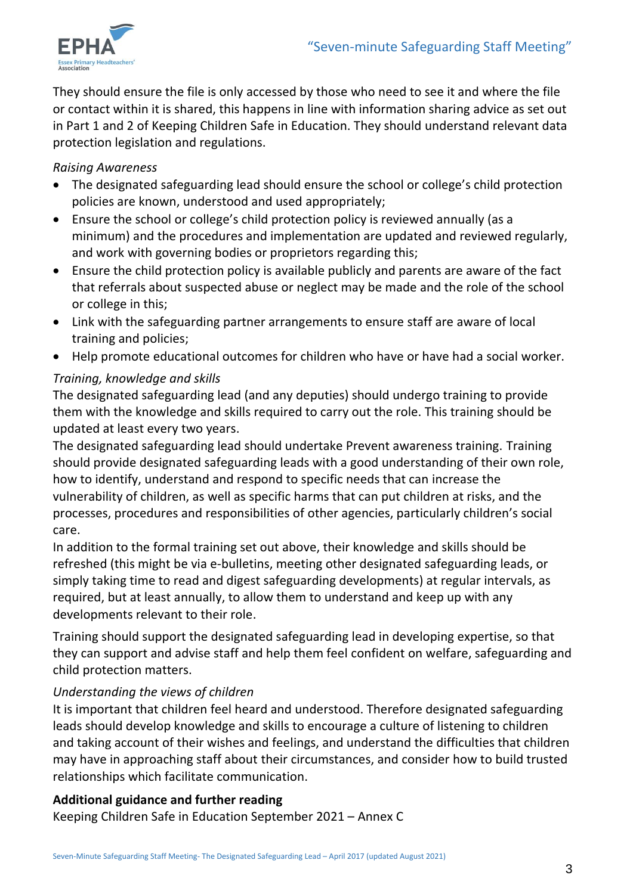They should ensure the file is only accessed by those who need to see it and where the file or contact within it is shared, this happens in line with information sharing advice as set out in Part 1 and 2 of Keeping Children Safe in Education. They should understand relevant data protection legislation and regulations.

*Raising Awareness*

- The designated safeguarding lead should ensure the school or college's child protection policies are known, understood and used appropriately;
- Ensure the school or college's child protection policy is reviewed annually (as a minimum) and the procedures and implementation are updated and reviewed regularly, and work with governing bodies or proprietors regarding this;
- Ensure the child protection policy is available publicly and parents are aware of the fact that referrals about suspected abuse or neglect may be made and the role of the school or college in this;
- Link with the safeguarding partner arrangements to ensure staff are aware of local training and policies;
- Help promote educational outcomes for children who have or have had a social worker.

*Training, knowledge and skills*

The designated safeguarding lead (and any deputies) should undergo training to provide them with the knowledge and skills required to carry out the role. This training should be updated at least every two years.

The designated safeguarding lead should undertake Prevent awareness training. Training should provide designated safeguarding leads with a good understanding of their own role, how to identify, understand and respond to specific needs that can increase the vulnerability of children, as well as specific harms that can put children at risks, and the processes, procedures and responsibilities of other agencies, particularly children's social care.

In addition to the formal training set out above, their knowledge and skills should be refreshed (this might be via e-bulletins, meeting other designated safeguarding leads, or simply taking time to read and digest safeguarding developments) at regular intervals, as required, but at least annually, to allow them to understand and keep up with any developments relevant to their role.

Training should support the designated safeguarding lead in developing expertise, so that they can support and advise staff and help them feel confident on welfare, safeguarding and child protection matters.

*Understanding the views of children*

It is important that children feel heard and understood. Therefore designated safeguarding leads should develop knowledge and skills to encourage a culture of listening to children and taking account of their wishes and feelings, and understand the difficulties that children may have in approaching staff about their circumstances, and consider how to build trusted relationships which facilitate communication.

**Additional guidance and further reading**

Keeping Children Safe in Education September 2021 – Annex C